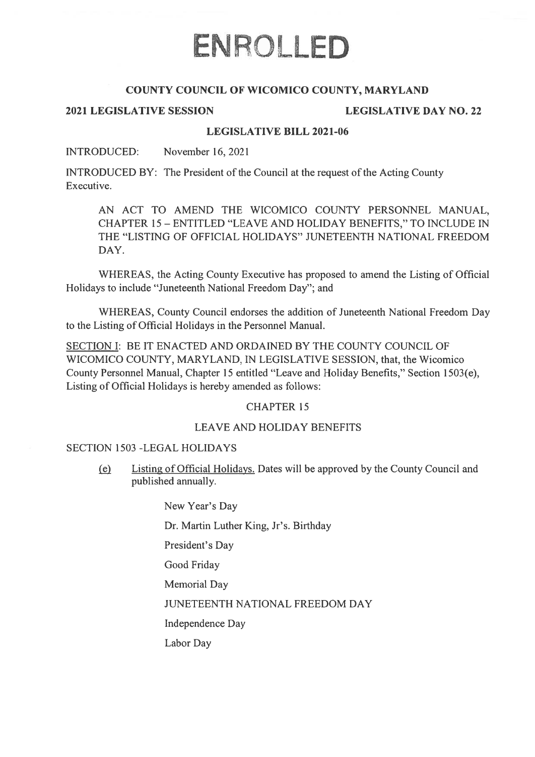# ENROLLED

**COUNTY COUNCIL OF WICOMICO COUNTY, MARYLAND**

**2021 LEGISLATIVE SESSION** **LEGISLATIVE DAY NO. 22**

**LEGISLATIVE BILL 2021-06**

INTRODUCED: November 16, 2021

INTRODUCED BY: The President of the Council at the request of the Acting County Executive.

AN ACT TO AMEND THE WICOMICO COUNTY PERSONNEL MANUAL, CHAPTER 15 – ENTITLED "LEAVE AND HOLIDAY BENEFITS," TO INCLUDE IN THE "LISTING OF OFFICIAL HOLIDAYS" JUNETEENTH NATIONAL FREEDOM DAY.

WHEREAS, the Acting County Executive has proposed to amend the Listing of Official Holidays to include "Juneteenth National Freedom Day"; and

WHEREAS, County Council endorses the addition of Juneteenth National Freedom Day to the Listing of Official Holidays in the Personnel Manual.

SECTION I: BE IT ENACTED AND ORDAINED BY THE COUNTY COUNCIL OF WICOMICO COUNTY, MARYLAND, IN LEGISLATIVE SESSION, that, the Wicomico County Personnel Manual, Chapter 15 entitled "Leave and Holiday Benefits," Section 1503(e), Listing of Official Holidays is hereby amended as follows:

CHAPTER 15

LEAVE AND HOLIDAY BENEFITS

SECTION 1503 -LEGAL HOLIDAYS

(e) Listing of Official Holidays. Dates will be approved by the County Council and published annually.

New Year's Day

Dr. Martin Luther King, Jr's. Birthday

President's Day

Good Friday

Memorial Day

JUNETEENTH NATIONAL FREEDOM DAY

Independence Day

Labor Day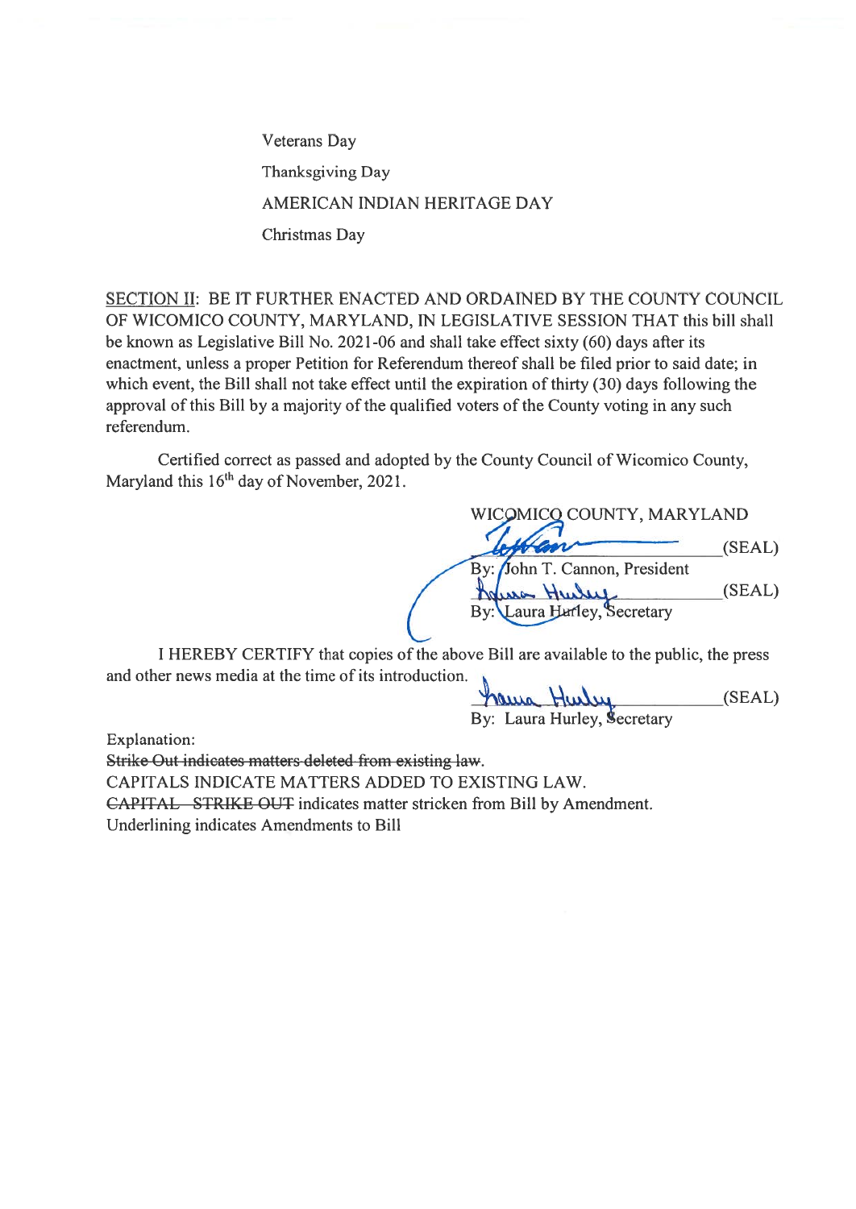Veterans Day

Thanksgiving Day

AMERICAN INDIAN HERITAGE DAY

Christmas Day

SECTION II: BE IT FURTHER ENACTED AND ORDAINED BY THE COUNTY COUNCIL OF WICOMICO COUNTY, MARYLAND, IN LEGISLATIVE SESSION THAT this bill shall be known as Legislative Bill No. 2021-06 and shall take effect sixty (60) days after its enactment, unless a proper Petition for Referendum thereof shall be filed prior to said date; in which event, the Bill shall not take effect until the expiration of thirty (30) days following the approval of this Bill by a majority of the qualified voters of the County voting in any such referendum.

Certified correct as passed and adopted by the County Council of Wicomico County, Maryland this 16th day of November, 2021.

WICOMICO COUNTY, MARYLAND

_______________ (SEAL)
By: John T. Cannon, President

_______________ (SEAL)
By: Laura Hurley, Secretary

I HEREBY CERTIFY that copies of the above Bill are available to the public, the press and other news media at the time of its introduction.

_______________ (SEAL)
By: Laura Hurley, Secretary

Explanation:

~~Strike Out indicates matters deleted from existing law.~~

CAPITALS INDICATE MATTERS ADDED TO EXISTING LAW.

~~CAPITAL STRIKE OUT~~ indicates matter stricken from Bill by Amendment.

Underlining indicates Amendments to Bill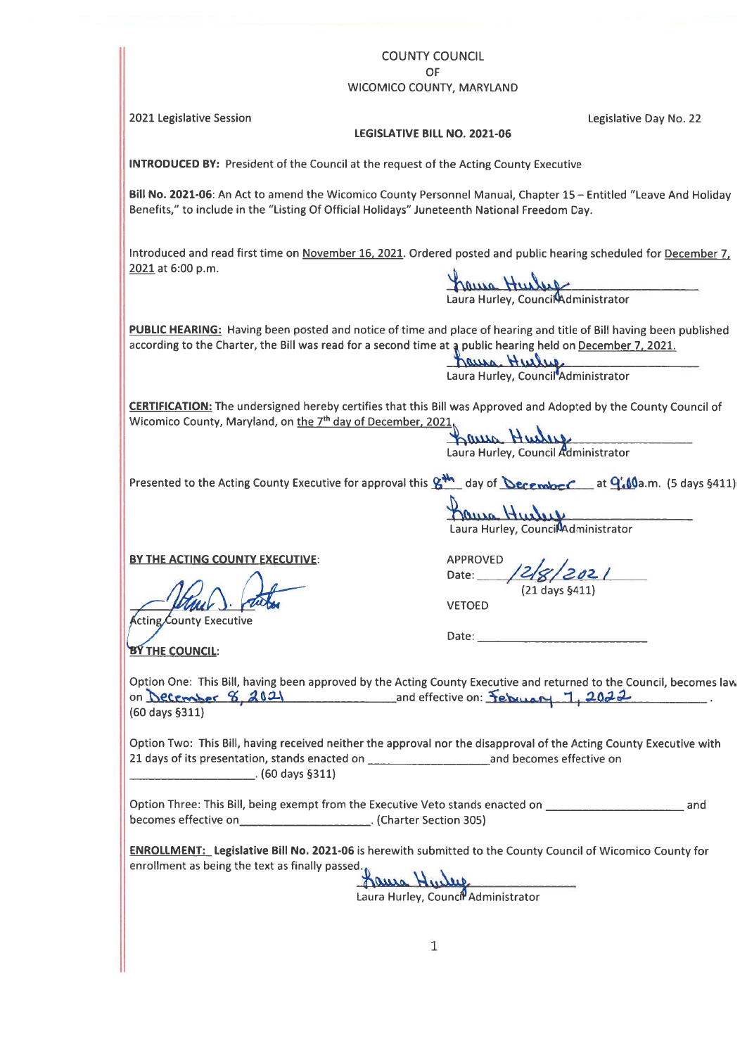COUNTY COUNCIL
OF
WICOMICO COUNTY, MARYLAND

2021 Legislative Session | Legislative Day No. 22

**LEGISLATIVE BILL NO. 2021-06**

**INTRODUCED BY:** President of the Council at the request of the Acting County Executive

**Bill No. 2021-06**: An Act to amend the Wicomico County Personnel Manual, Chapter 15 – Entitled "Leave And Holiday Benefits," to include in the "Listing Of Official Holidays" Juneteenth National Freedom Day.

Introduced and read first time on November 16, 2021. Ordered posted and public hearing scheduled for December 7, 2021 at 6:00 p.m.

Laura Hurley, Council Administrator

**PUBLIC HEARING:** Having been posted and notice of time and place of hearing and title of Bill having been published according to the Charter, the Bill was read for a second time at a public hearing held on December 7, 2021.

Laura Hurley, Council Administrator

**CERTIFICATION:** The undersigned hereby certifies that this Bill was Approved and Adopted by the County Council of Wicomico County, Maryland, on the 7th day of December, 2021.

Laura Hurley, Council Administrator

Presented to the Acting County Executive for approval this 8th day of December at 9:00 a.m. (5 days §411)

Laura Hurley, Council Administrator

**BY THE ACTING COUNTY EXECUTIVE**:

Acting County Executive

APPROVED
Date: 12/8/2021
(21 days §411)

VETOED

Date: ____________

**BY THE COUNCIL**:

Option One: This Bill, having been approved by the Acting County Executive and returned to the Council, becomes law on December 8, 2021 and effective on: February 7, 2022.
(60 days §311)

Option Two: This Bill, having received neither the approval nor the disapproval of the Acting County Executive with 21 days of its presentation, stands enacted on ____________ and becomes effective on ____________. (60 days §311)

Option Three: This Bill, being exempt from the Executive Veto stands enacted on ____________ and becomes effective on ____________. (Charter Section 305)

**ENROLLMENT: Legislative Bill No. 2021-06** is herewith submitted to the County Council of Wicomico County for enrollment as being the text as finally passed.

Laura Hurley, Council Administrator